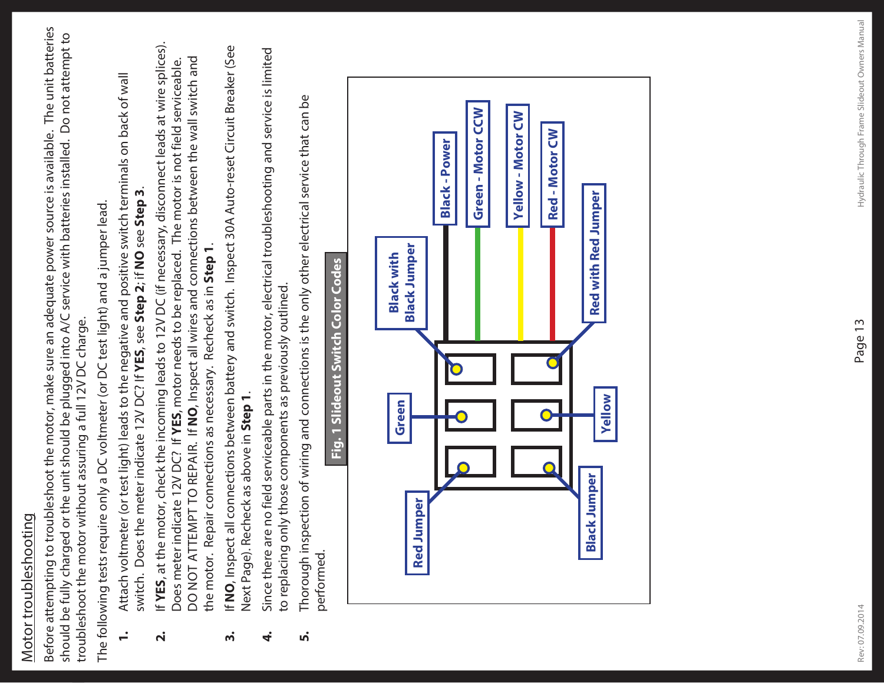## Motor troubleshooting

Before attempting to troubleshoot the motor, make sure an adequate power source is available. The unit batteries should be fully charged or the unit should be plugged into A/C service with batteries installed. Do not attempt to troubleshoot the motor without assuring a full 12V DC charge.

The following tests require only a DC voltmeter (or DC test light) and a jumper lead.

1. Attach voltmeter (or test light) leads to the negative and positive switch terminals on back of wall switch. Does the meter indicate 12V DC? If **YES**, see **Step 2**; if **NO** see **Step 3**.
2. If **YES**, at the motor, check the incoming leads to 12V DC (if necessary, disconnect leads at wire splices). Does meter indicate 12V DC? If **YES**, motor needs to be replaced. The motor is not field serviceable. DO NOT ATTEMPT TO REPAIR. If **NO**, Inspect all wires and connections between the wall switch and the motor. Repair connections as necessary. Recheck as in **Step 1**.
3. If **NO**, Inspect all connections between battery and switch. Inspect 30A Auto-reset Circuit Breaker (See Next Page). Recheck as above in **Step 1**.
4. Since there are no field serviceable parts in the motor, electrical troubleshooting and service is limited to replacing only those components as previously outlined.
5. Thorough inspection of wiring and connections is the only other electrical service that can be performed.

**Fig. 1 Slideout Switch Color Codes**

Black - Power
Green - Motor CCW
Yellow - Motor CW
Red - Motor CW
Black with Black Jumper
Red with Red Jumper
Green
Yellow
Red Jumper
Black Jumper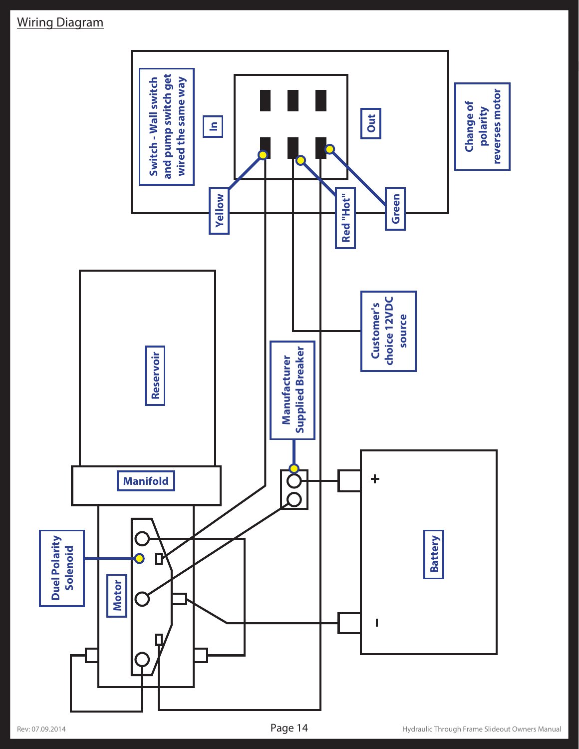## Wiring Diagram

Switch - Wall switch and pump switch get wired the same way

In

Out

Change of polarity reverses motor

Yellow

Red "Hot"

Green

Customer's choice 12VDC source

Reservoir

Manufacturer Supplied Breaker

Manifold

+

Battery

-

Duel Polarity Solenoid

Motor

Rev: 07.09.2014